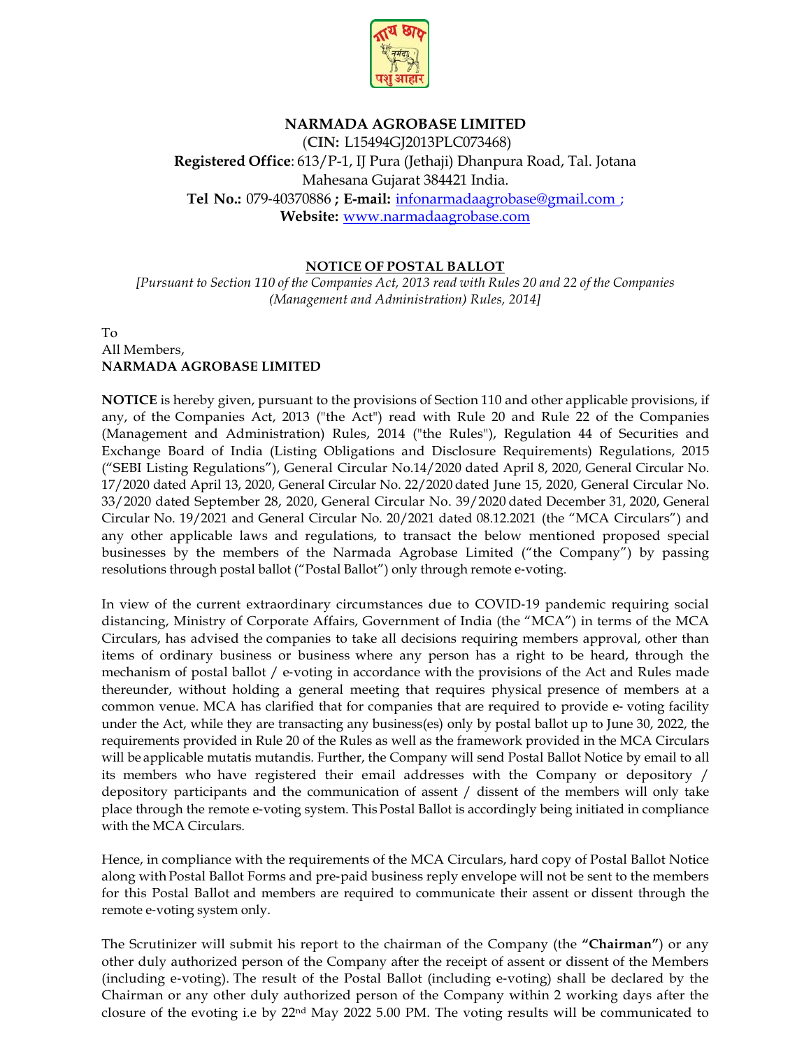# NARMADA AGROBASE LIMITED

(**CIN:** L15494GJ2013PLC073468)
**Registered Office**: 613/P-1, IJ Pura (Jethaji) Dhanpura Road, Tal. Jotana Mahesana Gujarat 384421 India.
**Tel No.:** 079-40370886 **; E-mail:** infonarmadaagrobase@gmail.com ;
**Website:** www.narmadaagrobase.com

## NOTICE OF POSTAL BALLOT

*[Pursuant to Section 110 of the Companies Act, 2013 read with Rules 20 and 22 of the Companies (Management and Administration) Rules, 2014]*

To
All Members,
**NARMADA AGROBASE LIMITED**

**NOTICE** is hereby given, pursuant to the provisions of Section 110 and other applicable provisions, if any, of the Companies Act, 2013 ("the Act") read with Rule 20 and Rule 22 of the Companies (Management and Administration) Rules, 2014 ("the Rules"), Regulation 44 of Securities and Exchange Board of India (Listing Obligations and Disclosure Requirements) Regulations, 2015 ("SEBI Listing Regulations"), General Circular No.14/2020 dated April 8, 2020, General Circular No. 17/2020 dated April 13, 2020, General Circular No. 22/2020 dated June 15, 2020, General Circular No. 33/2020 dated September 28, 2020, General Circular No. 39/2020 dated December 31, 2020, General Circular No. 19/2021 and General Circular No. 20/2021 dated 08.12.2021 (the "MCA Circulars") and any other applicable laws and regulations, to transact the below mentioned proposed special businesses by the members of the Narmada Agrobase Limited ("the Company") by passing resolutions through postal ballot ("Postal Ballot") only through remote e-voting.

In view of the current extraordinary circumstances due to COVID-19 pandemic requiring social distancing, Ministry of Corporate Affairs, Government of India (the "MCA") in terms of the MCA Circulars, has advised the companies to take all decisions requiring members approval, other than items of ordinary business or business where any person has a right to be heard, through the mechanism of postal ballot / e-voting in accordance with the provisions of the Act and Rules made thereunder, without holding a general meeting that requires physical presence of members at a common venue. MCA has clarified that for companies that are required to provide e- voting facility under the Act, while they are transacting any business(es) only by postal ballot up to June 30, 2022, the requirements provided in Rule 20 of the Rules as well as the framework provided in the MCA Circulars will be applicable mutatis mutandis. Further, the Company will send Postal Ballot Notice by email to all its members who have registered their email addresses with the Company or depository / depository participants and the communication of assent / dissent of the members will only take place through the remote e-voting system. This Postal Ballot is accordingly being initiated in compliance with the MCA Circulars.

Hence, in compliance with the requirements of the MCA Circulars, hard copy of Postal Ballot Notice along with Postal Ballot Forms and pre-paid business reply envelope will not be sent to the members for this Postal Ballot and members are required to communicate their assent or dissent through the remote e-voting system only.

The Scrutinizer will submit his report to the chairman of the Company (the **"Chairman"**) or any other duly authorized person of the Company after the receipt of assent or dissent of the Members (including e-voting). The result of the Postal Ballot (including e-voting) shall be declared by the Chairman or any other duly authorized person of the Company within 2 working days after the closure of the evoting i.e by 22nd May 2022 5.00 PM. The voting results will be communicated to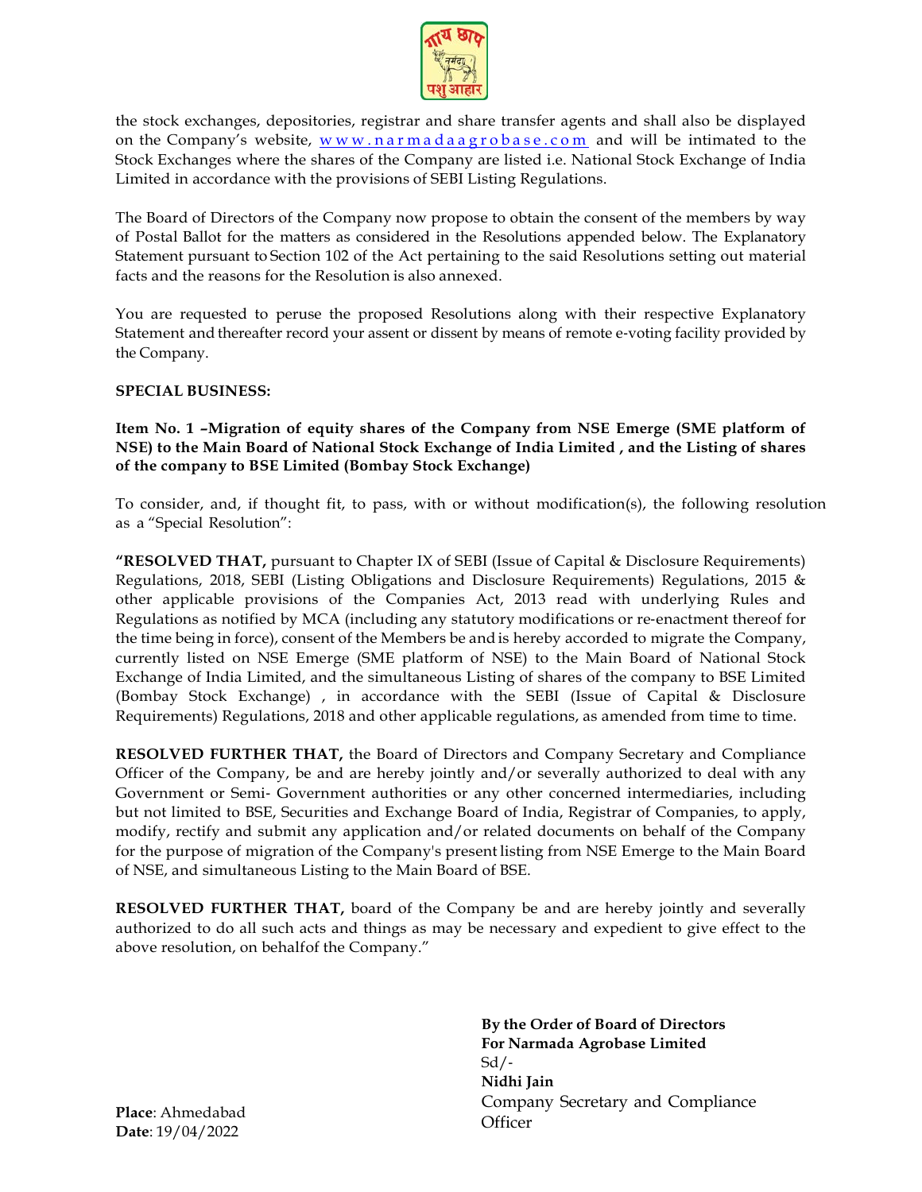the stock exchanges, depositories, registrar and share transfer agents and shall also be displayed on the Company's website, www.narmadaagrobase.com and will be intimated to the Stock Exchanges where the shares of the Company are listed i.e. National Stock Exchange of India Limited in accordance with the provisions of SEBI Listing Regulations.

The Board of Directors of the Company now propose to obtain the consent of the members by way of Postal Ballot for the matters as considered in the Resolutions appended below. The Explanatory Statement pursuant to Section 102 of the Act pertaining to the said Resolutions setting out material facts and the reasons for the Resolution is also annexed.

You are requested to peruse the proposed Resolutions along with their respective Explanatory Statement and thereafter record your assent or dissent by means of remote e-voting facility provided by the Company.

**SPECIAL BUSINESS:**

**Item No. 1 –Migration of equity shares of the Company from NSE Emerge (SME platform of NSE) to the Main Board of National Stock Exchange of India Limited , and the Listing of shares of the company to BSE Limited (Bombay Stock Exchange)**

To consider, and, if thought fit, to pass, with or without modification(s), the following resolution as a "Special Resolution":

**"RESOLVED THAT,** pursuant to Chapter IX of SEBI (Issue of Capital & Disclosure Requirements) Regulations, 2018, SEBI (Listing Obligations and Disclosure Requirements) Regulations, 2015 & other applicable provisions of the Companies Act, 2013 read with underlying Rules and Regulations as notified by MCA (including any statutory modifications or re-enactment thereof for the time being in force), consent of the Members be and is hereby accorded to migrate the Company, currently listed on NSE Emerge (SME platform of NSE) to the Main Board of National Stock Exchange of India Limited, and the simultaneous Listing of shares of the company to BSE Limited (Bombay Stock Exchange) , in accordance with the SEBI (Issue of Capital & Disclosure Requirements) Regulations, 2018 and other applicable regulations, as amended from time to time.

**RESOLVED FURTHER THAT,** the Board of Directors and Company Secretary and Compliance Officer of the Company, be and are hereby jointly and/or severally authorized to deal with any Government or Semi- Government authorities or any other concerned intermediaries, including but not limited to BSE, Securities and Exchange Board of India, Registrar of Companies, to apply, modify, rectify and submit any application and/or related documents on behalf of the Company for the purpose of migration of the Company's present listing from NSE Emerge to the Main Board of NSE, and simultaneous Listing to the Main Board of BSE.

**RESOLVED FURTHER THAT,** board of the Company be and are hereby jointly and severally authorized to do all such acts and things as may be necessary and expedient to give effect to the above resolution, on behalfof the Company."

**By the Order of Board of Directors**
**For Narmada Agrobase Limited**
Sd/-
**Nidhi Jain**
Company Secretary and Compliance Officer

**Place**: Ahmedabad
**Date**: 19/04/2022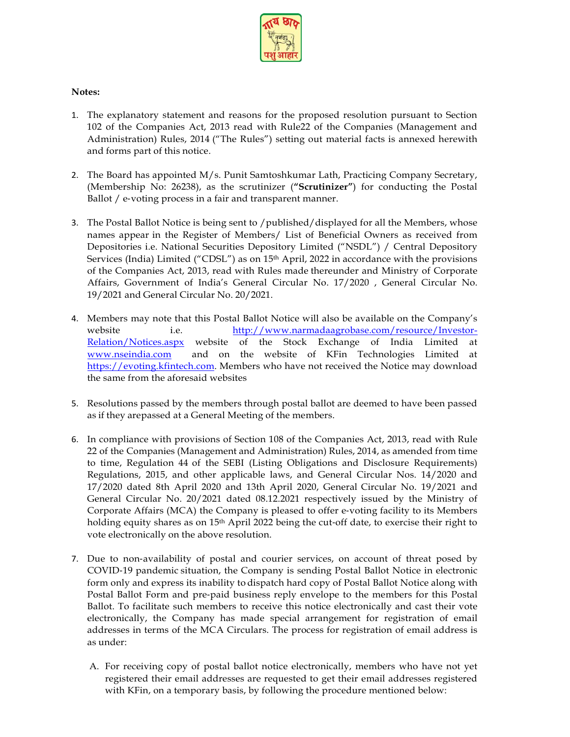**Notes:**

1. The explanatory statement and reasons for the proposed resolution pursuant to Section 102 of the Companies Act, 2013 read with Rule22 of the Companies (Management and Administration) Rules, 2014 ("The Rules") setting out material facts is annexed herewith and forms part of this notice.

2. The Board has appointed M/s. Punit Samtoshkumar Lath, Practicing Company Secretary, (Membership No: 26238), as the scrutinizer (**"Scrutinizer"**) for conducting the Postal Ballot / e-voting process in a fair and transparent manner.

3. The Postal Ballot Notice is being sent to /published/displayed for all the Members, whose names appear in the Register of Members/ List of Beneficial Owners as received from Depositories i.e. National Securities Depository Limited ("NSDL") / Central Depository Services (India) Limited ("CDSL") as on 15th April, 2022 in accordance with the provisions of the Companies Act, 2013, read with Rules made thereunder and Ministry of Corporate Affairs, Government of India's General Circular No. 17/2020 , General Circular No. 19/2021 and General Circular No. 20/2021.

4. Members may note that this Postal Ballot Notice will also be available on the Company's website i.e. http://www.narmadaagrobase.com/resource/Investor-Relation/Notices.aspx website of the Stock Exchange of India Limited at www.nseindia.com and on the website of KFin Technologies Limited at https://evoting.kfintech.com. Members who have not received the Notice may download the same from the aforesaid websites

5. Resolutions passed by the members through postal ballot are deemed to have been passed as if they arepassed at a General Meeting of the members.

6. In compliance with provisions of Section 108 of the Companies Act, 2013, read with Rule 22 of the Companies (Management and Administration) Rules, 2014, as amended from time to time, Regulation 44 of the SEBI (Listing Obligations and Disclosure Requirements) Regulations, 2015, and other applicable laws, and General Circular Nos. 14/2020 and 17/2020 dated 8th April 2020 and 13th April 2020, General Circular No. 19/2021 and General Circular No. 20/2021 dated 08.12.2021 respectively issued by the Ministry of Corporate Affairs (MCA) the Company is pleased to offer e-voting facility to its Members holding equity shares as on 15th April 2022 being the cut-off date, to exercise their right to vote electronically on the above resolution.

7. Due to non-availability of postal and courier services, on account of threat posed by COVID-19 pandemic situation, the Company is sending Postal Ballot Notice in electronic form only and express its inability to dispatch hard copy of Postal Ballot Notice along with Postal Ballot Form and pre-paid business reply envelope to the members for this Postal Ballot. To facilitate such members to receive this notice electronically and cast their vote electronically, the Company has made special arrangement for registration of email addresses in terms of the MCA Circulars. The process for registration of email address is as under:

   A. For receiving copy of postal ballot notice electronically, members who have not yet registered their email addresses are requested to get their email addresses registered with KFin, on a temporary basis, by following the procedure mentioned below: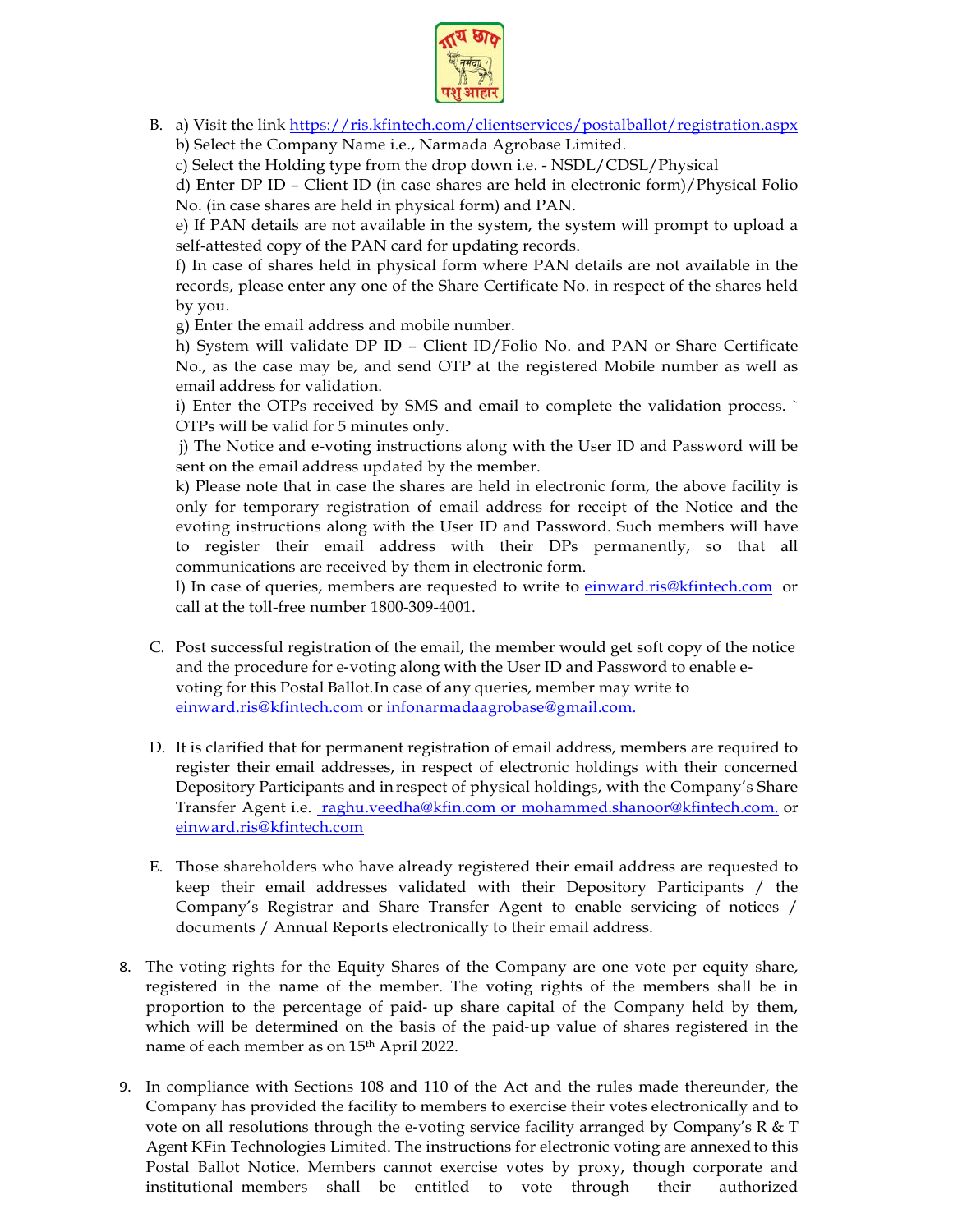B. a) Visit the link https://ris.kfintech.com/clientservices/postalballot/registration.aspx
   b) Select the Company Name i.e., Narmada Agrobase Limited.
   c) Select the Holding type from the drop down i.e. - NSDL/CDSL/Physical
   d) Enter DP ID – Client ID (in case shares are held in electronic form)/Physical Folio No. (in case shares are held in physical form) and PAN.
   e) If PAN details are not available in the system, the system will prompt to upload a self-attested copy of the PAN card for updating records.
   f) In case of shares held in physical form where PAN details are not available in the records, please enter any one of the Share Certificate No. in respect of the shares held by you.
   g) Enter the email address and mobile number.
   h) System will validate DP ID – Client ID/Folio No. and PAN or Share Certificate No., as the case may be, and send OTP at the registered Mobile number as well as email address for validation.
   i) Enter the OTPs received by SMS and email to complete the validation process. ` OTPs will be valid for 5 minutes only.
   j) The Notice and e-voting instructions along with the User ID and Password will be sent on the email address updated by the member.
   k) Please note that in case the shares are held in electronic form, the above facility is only for temporary registration of email address for receipt of the Notice and the evoting instructions along with the User ID and Password. Such members will have to register their email address with their DPs permanently, so that all communications are received by them in electronic form.
   l) In case of queries, members are requested to write to einward.ris@kfintech.com or call at the toll-free number 1800-309-4001.

C. Post successful registration of the email, the member would get soft copy of the notice and the procedure for e-voting along with the User ID and Password to enable e-voting for this Postal Ballot.In case of any queries, member may write to einward.ris@kfintech.com or infonarmadaagrobase@gmail.com.

D. It is clarified that for permanent registration of email address, members are required to register their email addresses, in respect of electronic holdings with their concerned Depository Participants and in respect of physical holdings, with the Company's Share Transfer Agent i.e. raghu.veedha@kfin.com or mohammed.shanoor@kfintech.com. or einward.ris@kfintech.com

E. Those shareholders who have already registered their email address are requested to keep their email addresses validated with their Depository Participants / the Company's Registrar and Share Transfer Agent to enable servicing of notices / documents / Annual Reports electronically to their email address.

8. The voting rights for the Equity Shares of the Company are one vote per equity share, registered in the name of the member. The voting rights of the members shall be in proportion to the percentage of paid- up share capital of the Company held by them, which will be determined on the basis of the paid-up value of shares registered in the name of each member as on 15th April 2022.

9. In compliance with Sections 108 and 110 of the Act and the rules made thereunder, the Company has provided the facility to members to exercise their votes electronically and to vote on all resolutions through the e-voting service facility arranged by Company's R & T Agent KFin Technologies Limited. The instructions for electronic voting are annexed to this Postal Ballot Notice. Members cannot exercise votes by proxy, though corporate and institutional members shall be entitled to vote through their authorized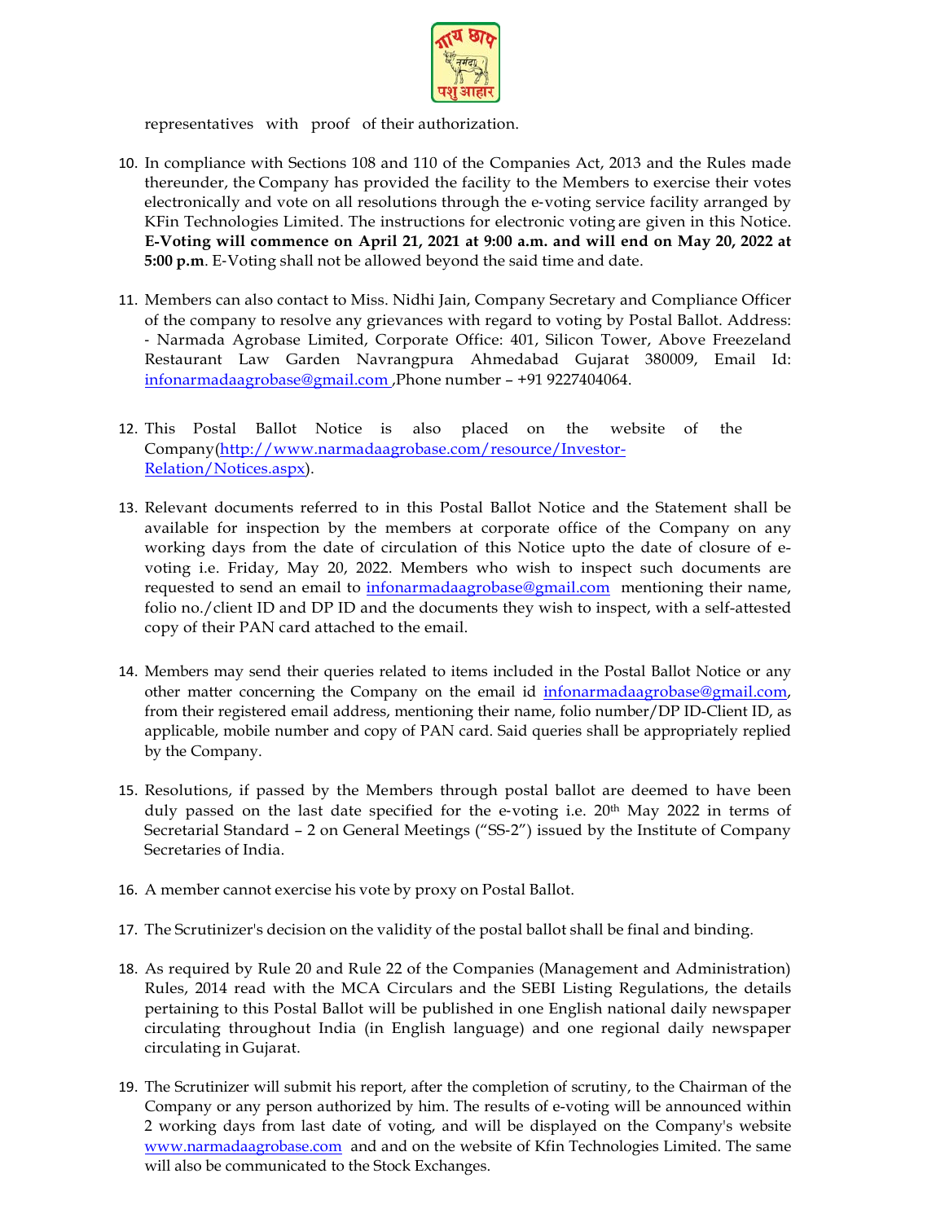representatives with proof of their authorization.

10. In compliance with Sections 108 and 110 of the Companies Act, 2013 and the Rules made thereunder, the Company has provided the facility to the Members to exercise their votes electronically and vote on all resolutions through the e-voting service facility arranged by KFin Technologies Limited. The instructions for electronic voting are given in this Notice. **E-Voting will commence on April 21, 2021 at 9:00 a.m. and will end on May 20, 2022 at 5:00 p.m**. E-Voting shall not be allowed beyond the said time and date.

11. Members can also contact to Miss. Nidhi Jain, Company Secretary and Compliance Officer of the company to resolve any grievances with regard to voting by Postal Ballot. Address: - Narmada Agrobase Limited, Corporate Office: 401, Silicon Tower, Above Freezeland Restaurant Law Garden Navrangpura Ahmedabad Gujarat 380009, Email Id: infonarmadaagrobase@gmail.com ,Phone number – +91 9227404064.

12. This Postal Ballot Notice is also placed on the website of the Company(http://www.narmadaagrobase.com/resource/Investor-Relation/Notices.aspx).

13. Relevant documents referred to in this Postal Ballot Notice and the Statement shall be available for inspection by the members at corporate office of the Company on any working days from the date of circulation of this Notice upto the date of closure of e-voting i.e. Friday, May 20, 2022. Members who wish to inspect such documents are requested to send an email to infonarmadaagrobase@gmail.com mentioning their name, folio no./client ID and DP ID and the documents they wish to inspect, with a self-attested copy of their PAN card attached to the email.

14. Members may send their queries related to items included in the Postal Ballot Notice or any other matter concerning the Company on the email id infonarmadaagrobase@gmail.com, from their registered email address, mentioning their name, folio number/DP ID-Client ID, as applicable, mobile number and copy of PAN card. Said queries shall be appropriately replied by the Company.

15. Resolutions, if passed by the Members through postal ballot are deemed to have been duly passed on the last date specified for the e-voting i.e. 20th May 2022 in terms of Secretarial Standard – 2 on General Meetings ("SS-2") issued by the Institute of Company Secretaries of India.

16. A member cannot exercise his vote by proxy on Postal Ballot.

17. The Scrutinizer's decision on the validity of the postal ballot shall be final and binding.

18. As required by Rule 20 and Rule 22 of the Companies (Management and Administration) Rules, 2014 read with the MCA Circulars and the SEBI Listing Regulations, the details pertaining to this Postal Ballot will be published in one English national daily newspaper circulating throughout India (in English language) and one regional daily newspaper circulating in Gujarat.

19. The Scrutinizer will submit his report, after the completion of scrutiny, to the Chairman of the Company or any person authorized by him. The results of e-voting will be announced within 2 working days from last date of voting, and will be displayed on the Company's website www.narmadaagrobase.com and and on the website of Kfin Technologies Limited. The same will also be communicated to the Stock Exchanges.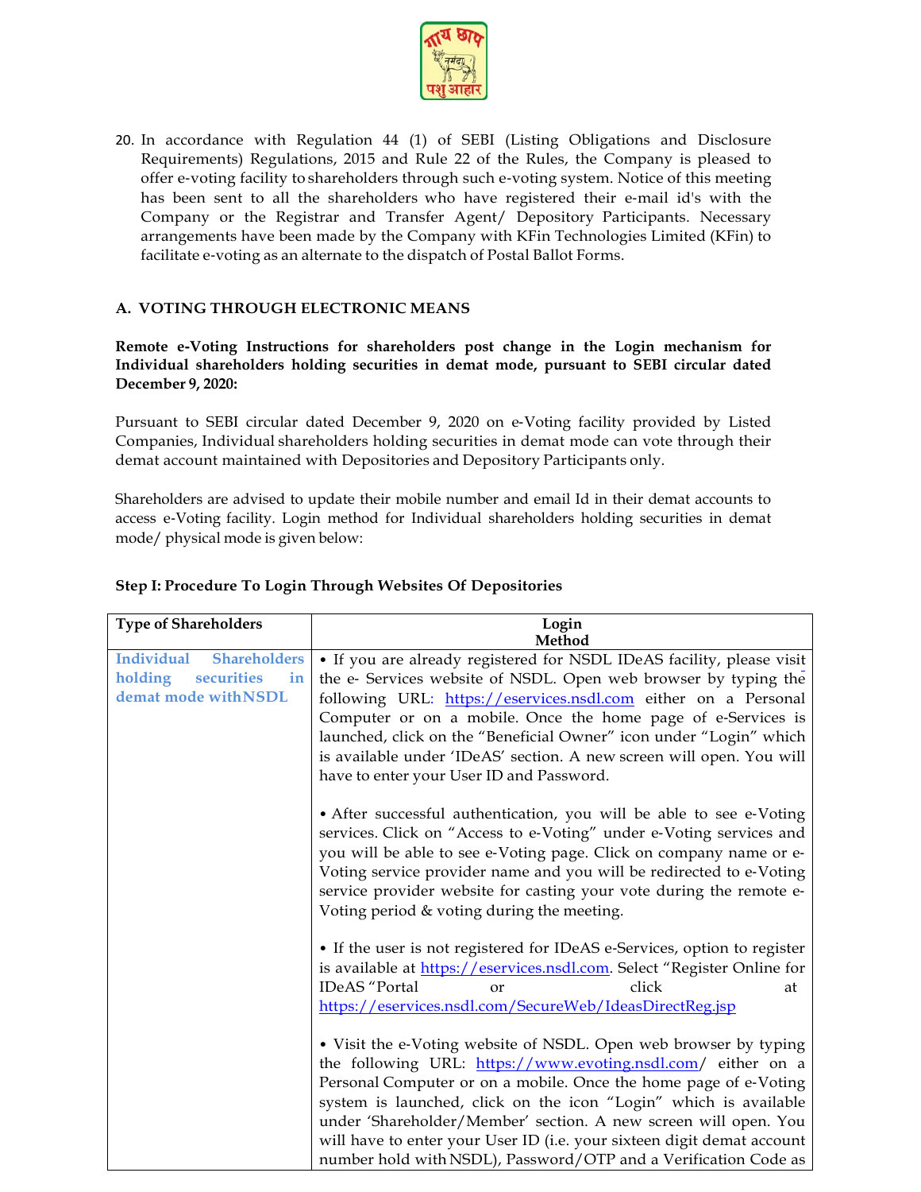20. In accordance with Regulation 44 (1) of SEBI (Listing Obligations and Disclosure Requirements) Regulations, 2015 and Rule 22 of the Rules, the Company is pleased to offer e-voting facility to shareholders through such e-voting system. Notice of this meeting has been sent to all the shareholders who have registered their e-mail id's with the Company or the Registrar and Transfer Agent/ Depository Participants. Necessary arrangements have been made by the Company with KFin Technologies Limited (KFin) to facilitate e-voting as an alternate to the dispatch of Postal Ballot Forms.

## A. VOTING THROUGH ELECTRONIC MEANS

**Remote e-Voting Instructions for shareholders post change in the Login mechanism for Individual shareholders holding securities in demat mode, pursuant to SEBI circular dated December 9, 2020:**

Pursuant to SEBI circular dated December 9, 2020 on e-Voting facility provided by Listed Companies, Individual shareholders holding securities in demat mode can vote through their demat account maintained with Depositories and Depository Participants only.

Shareholders are advised to update their mobile number and email Id in their demat accounts to access e-Voting facility. Login method for Individual shareholders holding securities in demat mode/ physical mode is given below:

**Step I: Procedure To Login Through Websites Of Depositories**

| Type of Shareholders | Login Method |
|---|---|
| Individual Shareholders holding securities in demat mode withNSDL | • If you are already registered for NSDL IDeAS facility, please visit the e- Services website of NSDL. Open web browser by typing the following URL: https://eservices.nsdl.com either on a Personal Computer or on a mobile. Once the home page of e-Services is launched, click on the "Beneficial Owner" icon under "Login" which is available under 'IDeAS' section. A new screen will open. You will have to enter your User ID and Password.<br><br>• After successful authentication, you will be able to see e-Voting services. Click on "Access to e-Voting" under e-Voting services and you will be able to see e-Voting page. Click on company name or e-Voting service provider name and you will be redirected to e-Voting service provider website for casting your vote during the remote e-Voting period & voting during the meeting.<br><br>• If the user is not registered for IDeAS e-Services, option to register is available at https://eservices.nsdl.com. Select "Register Online for IDeAS "Portal or click at https://eservices.nsdl.com/SecureWeb/IdeasDirectReg.jsp<br><br>• Visit the e-Voting website of NSDL. Open web browser by typing the following URL: https://www.evoting.nsdl.com/ either on a Personal Computer or on a mobile. Once the home page of e-Voting system is launched, click on the icon "Login" which is available under 'Shareholder/Member' section. A new screen will open. You will have to enter your User ID (i.e. your sixteen digit demat account number hold with NSDL), Password/OTP and a Verification Code as |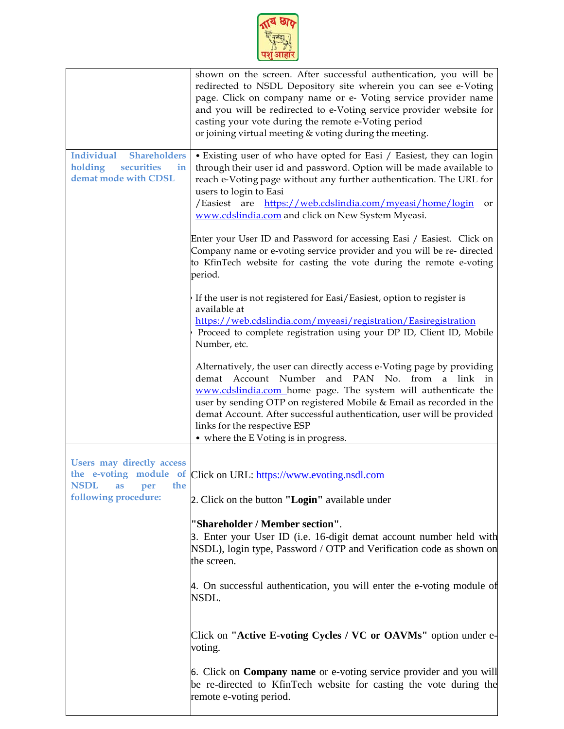| | |
|---|---|
| | shown on the screen. After successful authentication, you will be redirected to NSDL Depository site wherein you can see e-Voting page. Click on company name or e- Voting service provider name and you will be redirected to e-Voting service provider website for casting your vote during the remote e-Voting period or joining virtual meeting & voting during the meeting. |
| **Individual Shareholders holding securities in demat mode with CDSL** | • Existing user of who have opted for Easi / Easiest, they can login through their user id and password. Option will be made available to reach e-Voting page without any further authentication. The URL for users to login to Easi /Easiest are https://web.cdslindia.com/myeasi/home/login or www.cdslindia.com and click on New System Myeasi.<br><br>Enter your User ID and Password for accessing Easi / Easiest. Click on Company name or e-voting service provider and you will be re- directed to KfinTech website for casting the vote during the remote e-voting period.<br><br>• If the user is not registered for Easi/Easiest, option to register is available at https://web.cdslindia.com/myeasi/registration/Easiregistration<br>• Proceed to complete registration using your DP ID, Client ID, Mobile Number, etc.<br><br>Alternatively, the user can directly access e-Voting page by providing demat Account Number and PAN No. from a link in www.cdslindia.com home page. The system will authenticate the user by sending OTP on registered Mobile & Email as recorded in the demat Account. After successful authentication, user will be provided links for the respective ESP<br>• where the E Voting is in progress. |
| **Users may directly access the e-voting module of NSDL as per the following procedure:** | Click on URL: https://www.evoting.nsdl.com<br><br>2. Click on the button **"Login"** available under<br><br>**"Shareholder / Member section"**.<br>3. Enter your User ID (i.e. 16-digit demat account number held with NSDL), login type, Password / OTP and Verification code as shown on the screen.<br><br>4. On successful authentication, you will enter the e-voting module of NSDL.<br><br>Click on **"Active E-voting Cycles / VC or OAVMs"** option under e-voting.<br><br>6. Click on **Company name** or e-voting service provider and you will be re-directed to KfinTech website for casting the vote during the remote e-voting period. |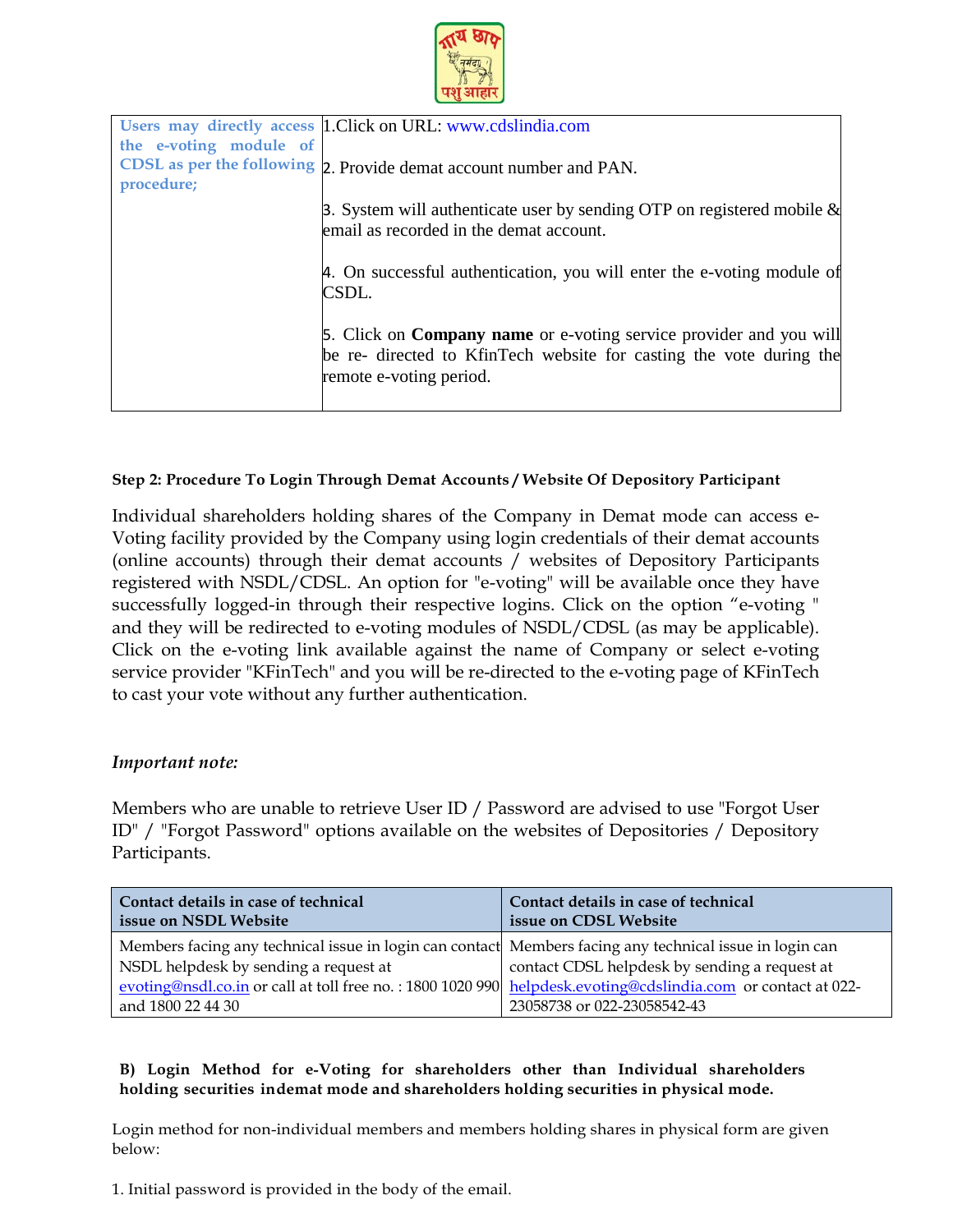| Users may directly access the e-voting module of CDSL as per the following procedure; | 1.Click on URL: www.cdslindia.com<br><br>2. Provide demat account number and PAN.<br><br>3. System will authenticate user by sending OTP on registered mobile & email as recorded in the demat account.<br><br>4. On successful authentication, you will enter the e-voting module of CSDL.<br><br>5. Click on **Company name** or e-voting service provider and you will be re- directed to KfinTech website for casting the vote during the remote e-voting period. |
|---|---|

**Step 2: Procedure To Login Through Demat Accounts / Website Of Depository Participant**

Individual shareholders holding shares of the Company in Demat mode can access e-Voting facility provided by the Company using login credentials of their demat accounts (online accounts) through their demat accounts / websites of Depository Participants registered with NSDL/CDSL. An option for "e-voting" will be available once they have successfully logged-in through their respective logins. Click on the option "e-voting " and they will be redirected to e-voting modules of NSDL/CDSL (as may be applicable). Click on the e-voting link available against the name of Company or select e-voting service provider "KFinTech" and you will be re-directed to the e-voting page of KFinTech to cast your vote without any further authentication.

*Important note:*

Members who are unable to retrieve User ID / Password are advised to use "Forgot User ID" / "Forgot Password" options available on the websites of Depositories / Depository Participants.

| Contact details in case of technical issue on NSDL Website | Contact details in case of technical issue on CDSL Website |
|---|---|
| Members facing any technical issue in login can contact NSDL helpdesk by sending a request at evoting@nsdl.co.in or call at toll free no. : 1800 1020 990 and 1800 22 44 30 | Members facing any technical issue in login can contact CDSL helpdesk by sending a request at helpdesk.evoting@cdslindia.com or contact at 022-23058738 or 022-23058542-43 |

**B) Login Method for e-Voting for shareholders other than Individual shareholders holding securities indemat mode and shareholders holding securities in physical mode.**

Login method for non-individual members and members holding shares in physical form are given below:

1. Initial password is provided in the body of the email.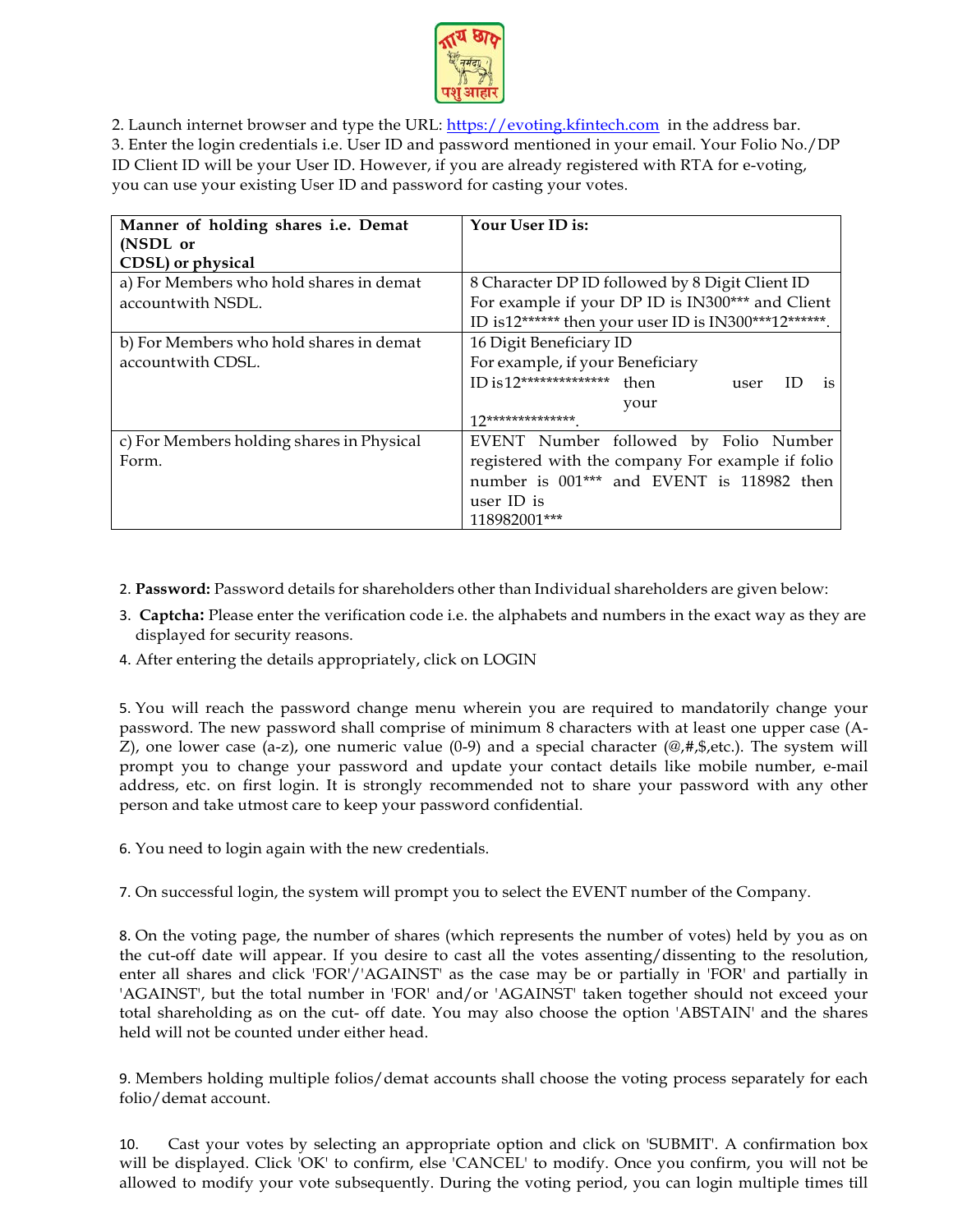2. Launch internet browser and type the URL: https://evoting.kfintech.com in the address bar.
3. Enter the login credentials i.e. User ID and password mentioned in your email. Your Folio No./DP ID Client ID will be your User ID. However, if you are already registered with RTA for e-voting, you can use your existing User ID and password for casting your votes.

| Manner of holding shares i.e. Demat (NSDL or CDSL) or physical | Your User ID is: |
|---|---|
| a) For Members who hold shares in demat accountwith NSDL. | 8 Character DP ID followed by 8 Digit Client ID For example if your DP ID is IN300*** and Client ID is12****** then your user ID is IN300***12******. |
| b) For Members who hold shares in demat accountwith CDSL. | 16 Digit Beneficiary ID For example, if your Beneficiary ID is12************** then your user ID is 12**************. |
| c) For Members holding shares in Physical Form. | EVENT Number followed by Folio Number registered with the company For example if folio number is 001*** and EVENT is 118982 then user ID is 118982001*** |

2. **Password:** Password details for shareholders other than Individual shareholders are given below:
3. **Captcha:** Please enter the verification code i.e. the alphabets and numbers in the exact way as they are displayed for security reasons.
4. After entering the details appropriately, click on LOGIN

5. You will reach the password change menu wherein you are required to mandatorily change your password. The new password shall comprise of minimum 8 characters with at least one upper case (A-Z), one lower case (a-z), one numeric value (0-9) and a special character (@,#,$,etc.). The system will prompt you to change your password and update your contact details like mobile number, e-mail address, etc. on first login. It is strongly recommended not to share your password with any other person and take utmost care to keep your password confidential.

6. You need to login again with the new credentials.

7. On successful login, the system will prompt you to select the EVENT number of the Company.

8. On the voting page, the number of shares (which represents the number of votes) held by you as on the cut-off date will appear. If you desire to cast all the votes assenting/dissenting to the resolution, enter all shares and click 'FOR'/'AGAINST' as the case may be or partially in 'FOR' and partially in 'AGAINST', but the total number in 'FOR' and/or 'AGAINST' taken together should not exceed your total shareholding as on the cut- off date. You may also choose the option 'ABSTAIN' and the shares held will not be counted under either head.

9. Members holding multiple folios/demat accounts shall choose the voting process separately for each folio/demat account.

10. Cast your votes by selecting an appropriate option and click on 'SUBMIT'. A confirmation box will be displayed. Click 'OK' to confirm, else 'CANCEL' to modify. Once you confirm, you will not be allowed to modify your vote subsequently. During the voting period, you can login multiple times till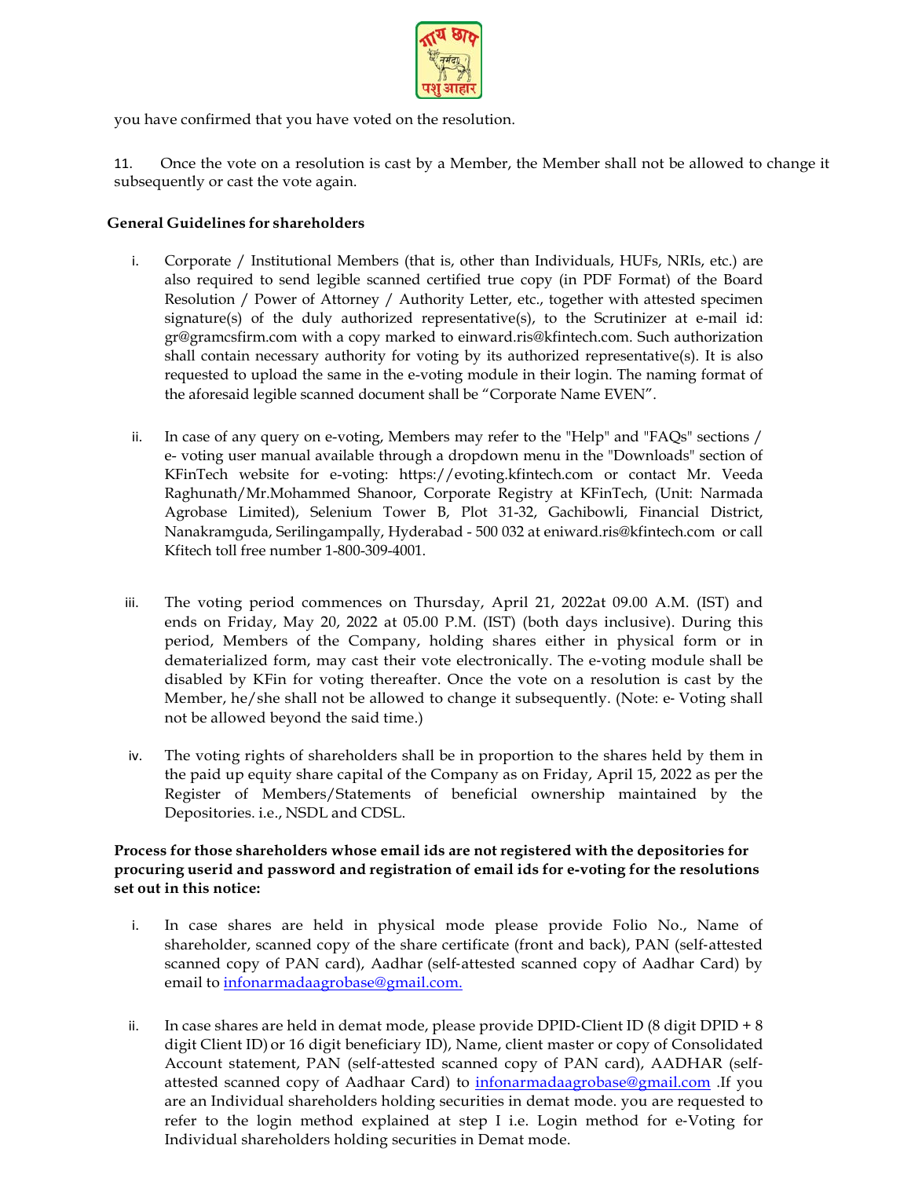you have confirmed that you have voted on the resolution.

11. Once the vote on a resolution is cast by a Member, the Member shall not be allowed to change it subsequently or cast the vote again.

**General Guidelines for shareholders**

i. Corporate / Institutional Members (that is, other than Individuals, HUFs, NRIs, etc.) are also required to send legible scanned certified true copy (in PDF Format) of the Board Resolution / Power of Attorney / Authority Letter, etc., together with attested specimen signature(s) of the duly authorized representative(s), to the Scrutinizer at e-mail id: gr@gramcsfirm.com with a copy marked to einward.ris@kfintech.com. Such authorization shall contain necessary authority for voting by its authorized representative(s). It is also requested to upload the same in the e-voting module in their login. The naming format of the aforesaid legible scanned document shall be "Corporate Name EVEN".

ii. In case of any query on e-voting, Members may refer to the "Help" and "FAQs" sections / e- voting user manual available through a dropdown menu in the "Downloads" section of KFinTech website for e-voting: https://evoting.kfintech.com or contact Mr. Veeda Raghunath/Mr.Mohammed Shanoor, Corporate Registry at KFinTech, (Unit: Narmada Agrobase Limited), Selenium Tower B, Plot 31-32, Gachibowli, Financial District, Nanakramguda, Serilingampally, Hyderabad - 500 032 at eniward.ris@kfintech.com or call Kfitech toll free number 1-800-309-4001.

iii. The voting period commences on Thursday, April 21, 2022at 09.00 A.M. (IST) and ends on Friday, May 20, 2022 at 05.00 P.M. (IST) (both days inclusive). During this period, Members of the Company, holding shares either in physical form or in dematerialized form, may cast their vote electronically. The e-voting module shall be disabled by KFin for voting thereafter. Once the vote on a resolution is cast by the Member, he/she shall not be allowed to change it subsequently. (Note: e- Voting shall not be allowed beyond the said time.)

iv. The voting rights of shareholders shall be in proportion to the shares held by them in the paid up equity share capital of the Company as on Friday, April 15, 2022 as per the Register of Members/Statements of beneficial ownership maintained by the Depositories. i.e., NSDL and CDSL.

**Process for those shareholders whose email ids are not registered with the depositories for procuring userid and password and registration of email ids for e-voting for the resolutions set out in this notice:**

i. In case shares are held in physical mode please provide Folio No., Name of shareholder, scanned copy of the share certificate (front and back), PAN (self-attested scanned copy of PAN card), Aadhar (self-attested scanned copy of Aadhar Card) by email to infonarmadaagrobase@gmail.com.

ii. In case shares are held in demat mode, please provide DPID-Client ID (8 digit DPID + 8 digit Client ID) or 16 digit beneficiary ID), Name, client master or copy of Consolidated Account statement, PAN (self-attested scanned copy of PAN card), AADHAR (self-attested scanned copy of Aadhaar Card) to infonarmadaagrobase@gmail.com .If you are an Individual shareholders holding securities in demat mode. you are requested to refer to the login method explained at step I i.e. Login method for e-Voting for Individual shareholders holding securities in Demat mode.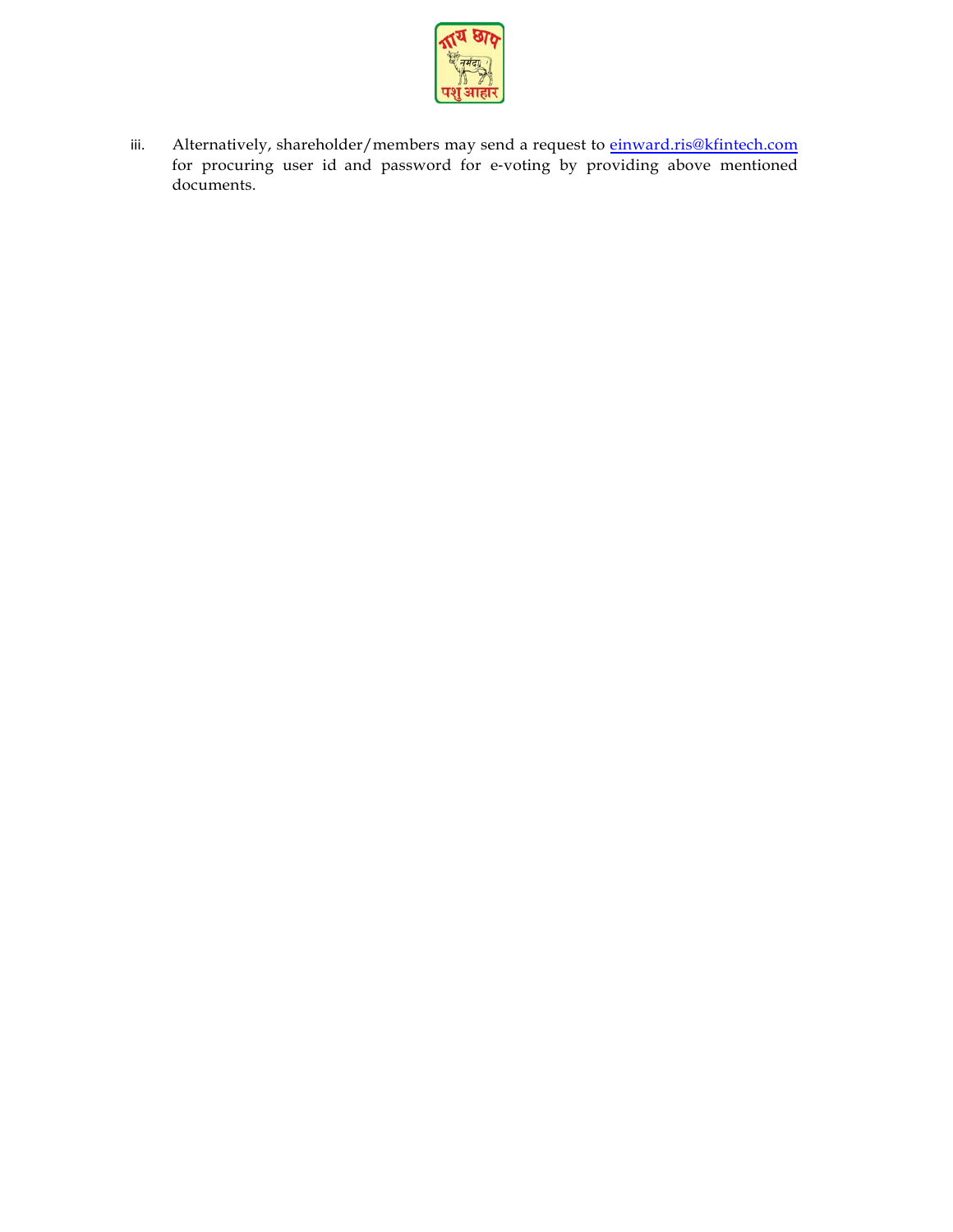iii. Alternatively, shareholder/members may send a request to einward.ris@kfintech.com for procuring user id and password for e-voting by providing above mentioned documents.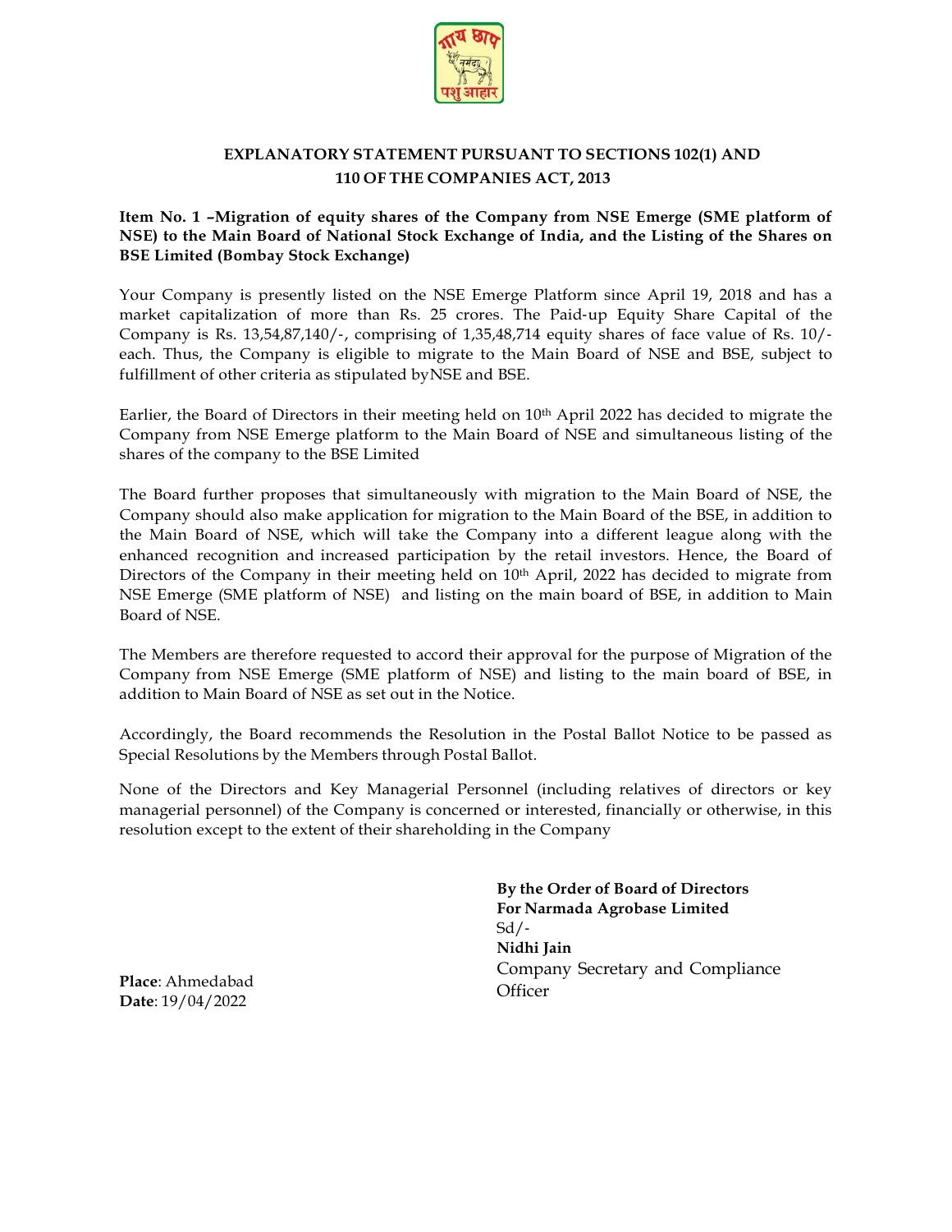## EXPLANATORY STATEMENT PURSUANT TO SECTIONS 102(1) AND 110 OF THE COMPANIES ACT, 2013

**Item No. 1 –Migration of equity shares of the Company from NSE Emerge (SME platform of NSE) to the Main Board of National Stock Exchange of India, and the Listing of the Shares on BSE Limited (Bombay Stock Exchange)**

Your Company is presently listed on the NSE Emerge Platform since April 19, 2018 and has a market capitalization of more than Rs. 25 crores. The Paid-up Equity Share Capital of the Company is Rs. 13,54,87,140/-, comprising of 1,35,48,714 equity shares of face value of Rs. 10/- each. Thus, the Company is eligible to migrate to the Main Board of NSE and BSE, subject to fulfillment of other criteria as stipulated byNSE and BSE.

Earlier, the Board of Directors in their meeting held on 10th April 2022 has decided to migrate the Company from NSE Emerge platform to the Main Board of NSE and simultaneous listing of the shares of the company to the BSE Limited

The Board further proposes that simultaneously with migration to the Main Board of NSE, the Company should also make application for migration to the Main Board of the BSE, in addition to the Main Board of NSE, which will take the Company into a different league along with the enhanced recognition and increased participation by the retail investors. Hence, the Board of Directors of the Company in their meeting held on 10th April, 2022 has decided to migrate from NSE Emerge (SME platform of NSE) and listing on the main board of BSE, in addition to Main Board of NSE.

The Members are therefore requested to accord their approval for the purpose of Migration of the Company from NSE Emerge (SME platform of NSE) and listing to the main board of BSE, in addition to Main Board of NSE as set out in the Notice.

Accordingly, the Board recommends the Resolution in the Postal Ballot Notice to be passed as Special Resolutions by the Members through Postal Ballot.

None of the Directors and Key Managerial Personnel (including relatives of directors or key managerial personnel) of the Company is concerned or interested, financially or otherwise, in this resolution except to the extent of their shareholding in the Company

**By the Order of Board of Directors**
**For Narmada Agrobase Limited**
Sd/-
**Nidhi Jain**
Company Secretary and Compliance Officer

**Place**: Ahmedabad
**Date**: 19/04/2022